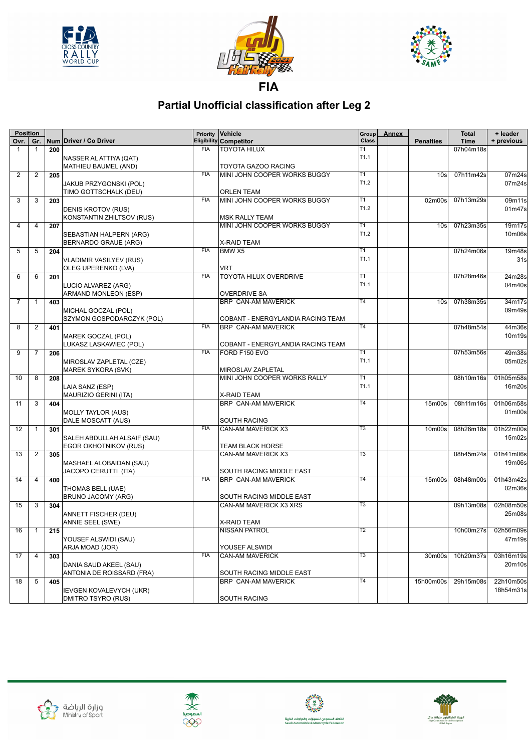# FIA

## Partial Unofficial classification after Leg 2

| Position | | | | | | | | | | | | | |
|---|---|---|---|---|---|---|---|---|---|---|---|---|---|
| Ovr. | Gr. | Num | Driver / Co Driver | Priority Eligibility | Vehicle Competitor | Group Class | Annex | | | | Penalties | Total Time | + leader + previous |
| 1 | 1 | 200 | NASSER AL ATTIYA (QAT) MATHIEU BAUMEL (AND) | FIA | TOYOTA HILUX TOYOTA GAZOO RACING | T1 T1.1 | | | | | | 07h04m18s | |
| 2 | 2 | 205 | JAKUB PRZYGONSKI (POL) TIMO GOTTSCHALK (DEU) | FIA | MINI JOHN COOPER WORKS BUGGY ORLEN TEAM | T1 T1.2 | | | | | 10s | 07h11m42s | 07m24s 07m24s |
| 3 | 3 | 203 | DENIS KROTOV (RUS) KONSTANTIN ZHILTSOV (RUS) | FIA | MINI JOHN COOPER WORKS BUGGY MSK RALLY TEAM | T1 T1.2 | | | | | 02m00s | 07h13m29s | 09m11s 01m47s |
| 4 | 4 | 207 | SEBASTIAN HALPERN (ARG) BERNARDO GRAUE (ARG) | | MINI JOHN COOPER WORKS BUGGY X-RAID TEAM | T1 T1.2 | | | | | 10s | 07h23m35s | 19m17s 10m06s |
| 5 | 5 | 204 | VLADIMIR VASILYEV (RUS) OLEG UPERENKO (LVA) | FIA | BMW X5 VRT | T1 T1.1 | | | | | | 07h24m06s | 19m48s 31s |
| 6 | 6 | 201 | LUCIO ALVAREZ (ARG) ARMAND MONLEON (ESP) | FIA | TOYOTA HILUX OVERDRIVE OVERDRIVE SA | T1 T1.1 | | | | | | 07h28m46s | 24m28s 04m40s |
| 7 | 1 | 403 | MICHAL GOCZAL (POL) SZYMON GOSPODARCZYK (POL) | | BRP CAN-AM MAVERICK COBANT - ENERGYLANDIA RACING TEAM | T4 | | | | | 10s | 07h38m35s | 34m17s 09m49s |
| 8 | 2 | 401 | MAREK GOCZAL (POL) LUKASZ LASKAWIEC (POL) | FIA | BRP CAN-AM MAVERICK COBANT - ENERGYLANDIA RACING TEAM | T4 | | | | | | 07h48m54s | 44m36s 10m19s |
| 9 | 7 | 206 | MIROSLAV ZAPLETAL (CZE) MAREK SYKORA (SVK) | FIA | FORD F150 EVO MIROSLAV ZAPLETAL | T1 T1.1 | | | | | | 07h53m56s | 49m38s 05m02s |
| 10 | 8 | 208 | LAIA SANZ (ESP) MAURIZIO GERINI (ITA) | | MINI JOHN COOPER WORKS RALLY X-RAID TEAM | T1 T1.1 | | | | | | 08h10m16s | 01h05m58s 16m20s |
| 11 | 3 | 404 | MOLLY TAYLOR (AUS) DALE MOSCATT (AUS) | | BRP CAN-AM MAVERICK SOUTH RACING | T4 | | | | | 15m00s | 08h11m16s | 01h06m58s 01m00s |
| 12 | 1 | 301 | SALEH ABDULLAH ALSAIF (SAU) EGOR OKHOTNIKOV (RUS) | FIA | CAN-AM MAVERICK X3 TEAM BLACK HORSE | T3 | | | | | 10m00s | 08h26m18s | 01h22m00s 15m02s |
| 13 | 2 | 305 | MASHAEL ALOBAIDAN (SAU) JACOPO CERUTTI (ITA) | | CAN-AM MAVERICK X3 SOUTH RACING MIDDLE EAST | T3 | | | | | | 08h45m24s | 01h41m06s 19m06s |
| 14 | 4 | 400 | THOMAS BELL (UAE) BRUNO JACOMY (ARG) | FIA | BRP CAN-AM MAVERICK SOUTH RACING MIDDLE EAST | T4 | | | | | 15m00s | 08h48m00s | 01h43m42s 02m36s |
| 15 | 3 | 304 | ANNETT FISCHER (DEU) ANNIE SEEL (SWE) | | CAN-AM MAVERICK X3 XRS X-RAID TEAM | T3 | | | | | | 09h13m08s | 02h08m50s 25m08s |
| 16 | 1 | 215 | YOUSEF ALSWIDI (SAU) ARJA MOAD (JOR) | | NISSAN PATROL YOUSEF ALSWIDI | T2 | | | | | | 10h00m27s | 02h56m09s 47m19s |
| 17 | 4 | 303 | DANIA SAUD AKEEL (SAU) ANTONIA DE ROISSARD (FRA) | FIA | CAN-AM MAVERICK SOUTH RACING MIDDLE EAST | T3 | | | | | 30m00s | 10h20m37s | 03h16m19s 20m10s |
| 18 | 5 | 405 | IEVGEN KOVALEVYCH (UKR) DMITRO TSYRO (RUS) | | BRP CAN-AM MAVERICK SOUTH RACING | T4 | | | | | 15h00m00s | 29h15m08s | 22h10m50s 18h54m31s |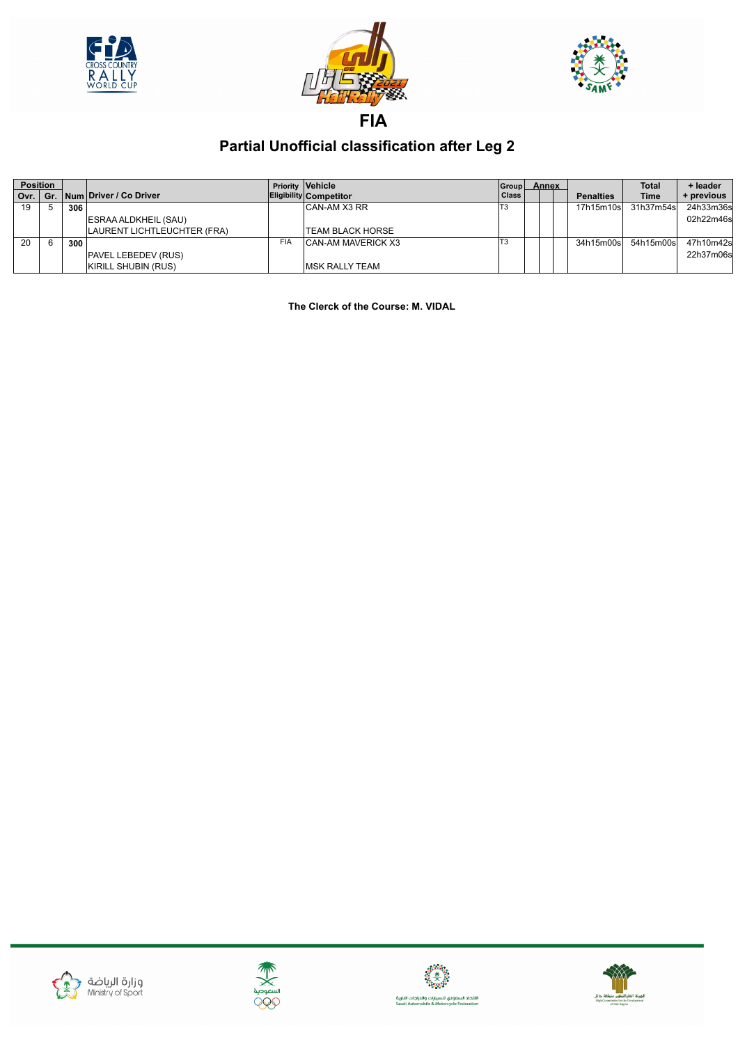# FIA

## Partial Unofficial classification after Leg 2

| Position | | | | Priority | Vehicle | Group | Annex | | | | Total | + leader |
|---|---|---|---|---|---|---|---|---|---|---|---|---|
| Ovr. | Gr. | Num | Driver / Co Driver | Eligibility | Competitor | Class | | | | Penalties | Time | + previous |
| 19 | 5 | 306 | ESRAA ALDKHEIL (SAU)<br>LAURENT LICHTLEUCHTER (FRA) | | CAN-AM X3 RR<br>TEAM BLACK HORSE | T3 | | | | 17h15m10s | 31h37m54s | 24h33m36s<br>02h22m46s |
| 20 | 6 | 300 | PAVEL LEBEDEV (RUS)<br>KIRILL SHUBIN (RUS) | FIA | CAN-AM MAVERICK X3<br>MSK RALLY TEAM | T3 | | | | 34h15m00s | 54h15m00s | 47h10m42s<br>22h37m06s |

**The Clerck of the Course: M. VIDAL**